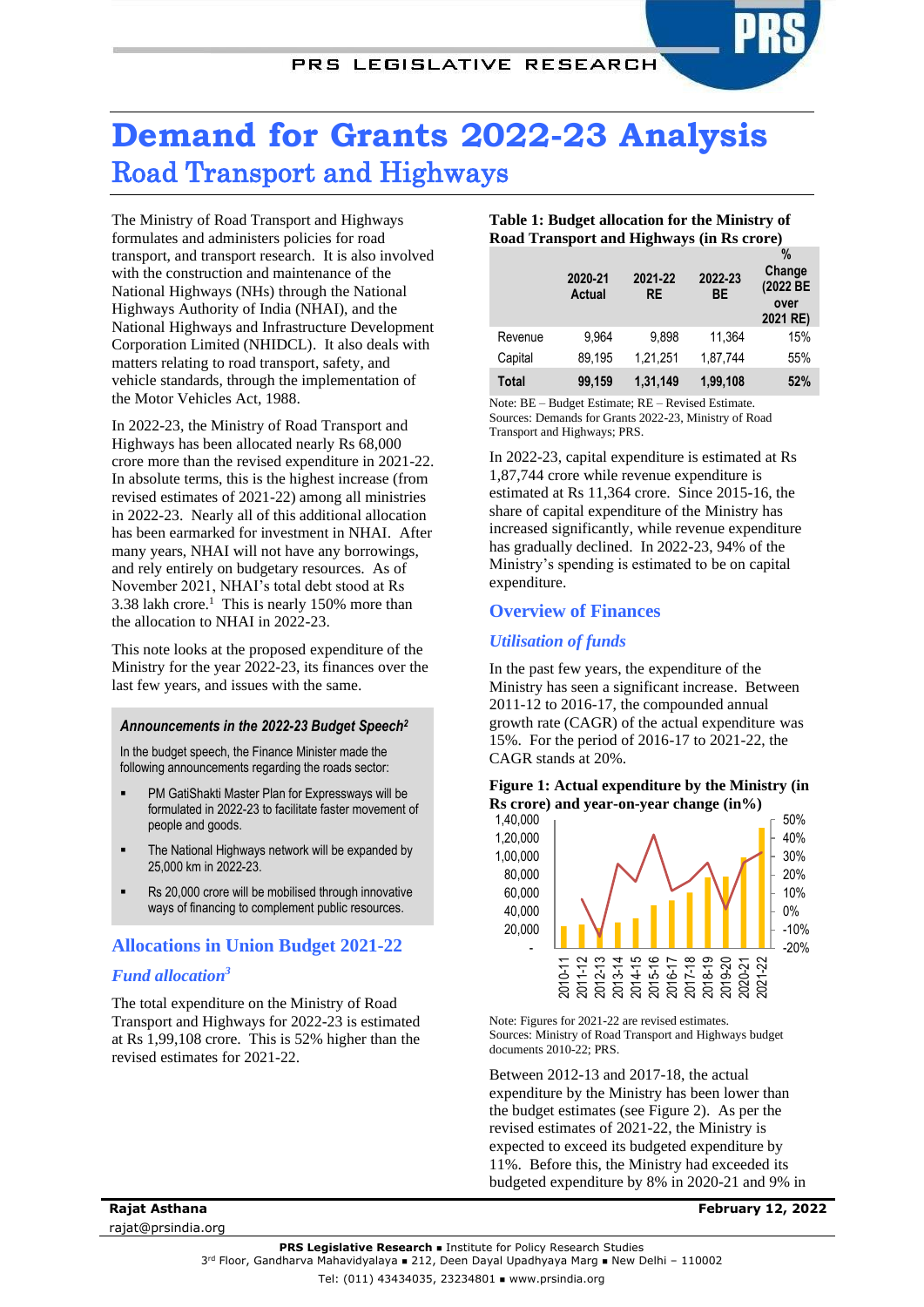# Demand for Grants 2022-23 Analysis

## Road Transport and Highways

The Ministry of Road Transport and Highways formulates and administers policies for road transport, and transport research. It is also involved with the construction and maintenance of the National Highways (NHs) through the National Highways Authority of India (NHAI), and the National Highways and Infrastructure Development Corporation Limited (NHIDCL). It also deals with matters relating to road transport, safety, and vehicle standards, through the implementation of the Motor Vehicles Act, 1988.

In 2022-23, the Ministry of Road Transport and Highways has been allocated nearly Rs 68,000 crore more than the revised expenditure in 2021-22. In absolute terms, this is the highest increase (from revised estimates of 2021-22) among all ministries in 2022-23. Nearly all of this additional allocation has been earmarked for investment in NHAI. After many years, NHAI will not have any borrowings, and rely entirely on budgetary resources. As of November 2021, NHAI's total debt stood at Rs 3.38 lakh crore.[1] This is nearly 150% more than the allocation to NHAI in 2022-23.

This note looks at the proposed expenditure of the Ministry for the year 2022-23, its finances over the last few years, and issues with the same.

***Announcements in the 2022-23 Budget Speech[2]***

In the budget speech, the Finance Minister made the following announcements regarding the roads sector:

- PM GatiShakti Master Plan for Expressways will be formulated in 2022-23 to facilitate faster movement of people and goods.
- The National Highways network will be expanded by 25,000 km in 2022-23.
- Rs 20,000 crore will be mobilised through innovative ways of financing to complement public resources.

## Allocations in Union Budget 2021-22

### *Fund allocation[3]*

The total expenditure on the Ministry of Road Transport and Highways for 2022-23 is estimated at Rs 1,99,108 crore. This is 52% higher than the revised estimates for 2021-22.

**Table 1: Budget allocation for the Ministry of Road Transport and Highways (in Rs crore)**

| | 2020-21 Actual | 2021-22 RE | 2022-23 BE | % Change (2022 BE over 2021 RE) |
|---|---|---|---|---|
| Revenue | 9,964 | 9,898 | 11,364 | 15% |
| Capital | 89,195 | 1,21,251 | 1,87,744 | 55% |
| **Total** | **99,159** | **1,31,149** | **1,99,108** | **52%** |

Note: BE – Budget Estimate; RE – Revised Estimate.
Sources: Demands for Grants 2022-23, Ministry of Road Transport and Highways; PRS.

In 2022-23, capital expenditure is estimated at Rs 1,87,744 crore while revenue expenditure is estimated at Rs 11,364 crore. Since 2015-16, the share of capital expenditure of the Ministry has increased significantly, while revenue expenditure has gradually declined. In 2022-23, 94% of the Ministry's spending is estimated to be on capital expenditure.

## Overview of Finances

### *Utilisation of funds*

In the past few years, the expenditure of the Ministry has seen a significant increase. Between 2011-12 to 2016-17, the compounded annual growth rate (CAGR) of the actual expenditure was 15%. For the period of 2016-17 to 2021-22, the CAGR stands at 20%.

**Figure 1: Actual expenditure by the Ministry (in Rs crore) and year-on-year change (in%)**

Note: Figures for 2021-22 are revised estimates.
Sources: Ministry of Road Transport and Highways budget documents 2010-22; PRS.

Between 2012-13 and 2017-18, the actual expenditure by the Ministry has been lower than the budget estimates (see Figure 2). As per the revised estimates of 2021-22, the Ministry is expected to exceed its budgeted expenditure by 11%. Before this, the Ministry had exceeded its budgeted expenditure by 8% in 2020-21 and 9% in

Rajat Asthana
rajat@prsindia.org

February 12, 2022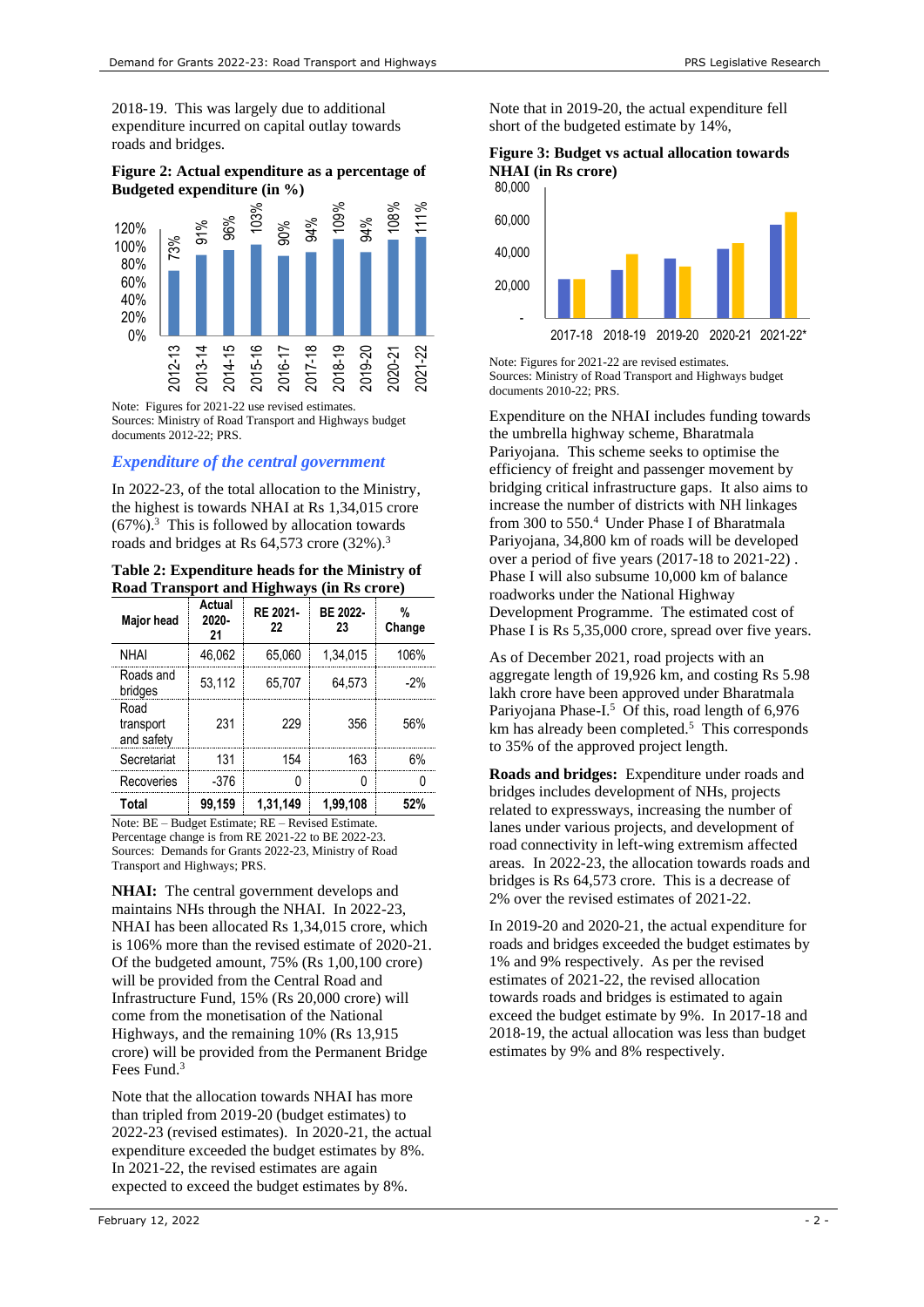2018-19. This was largely due to additional expenditure incurred on capital outlay towards roads and bridges.

**Figure 2: Actual expenditure as a percentage of Budgeted expenditure (in %)**

| Year | % |
|---|---|
| 2012-13 | 73% |
| 2013-14 | 91% |
| 2014-15 | 96% |
| 2015-16 | 103% |
| 2016-17 | 90% |
| 2017-18 | 94% |
| 2018-19 | 109% |
| 2019-20 | 94% |
| 2020-21 | 108% |
| 2021-22 | 111% |

Note: Figures for 2021-22 use revised estimates.
Sources: Ministry of Road Transport and Highways budget documents 2012-22; PRS.

### *Expenditure of the central government*

In 2022-23, of the total allocation to the Ministry, the highest is towards NHAI at Rs 1,34,015 crore (67%).[3] This is followed by allocation towards roads and bridges at Rs 64,573 crore (32%).[3]

**Table 2: Expenditure heads for the Ministry of Road Transport and Highways (in Rs crore)**

| Major head | Actual 2020-21 | RE 2021-22 | BE 2022-23 | % Change |
|---|---|---|---|---|
| NHAI | 46,062 | 65,060 | 1,34,015 | 106% |
| Roads and bridges | 53,112 | 65,707 | 64,573 | -2% |
| Road transport and safety | 231 | 229 | 356 | 56% |
| Secretariat | 131 | 154 | 163 | 6% |
| Recoveries | -376 | 0 | 0 | 0 |
| **Total** | **99,159** | **1,31,149** | **1,99,108** | **52%** |

Note: BE – Budget Estimate; RE – Revised Estimate. Percentage change is from RE 2021-22 to BE 2022-23.
Sources: Demands for Grants 2022-23, Ministry of Road Transport and Highways; PRS.

**NHAI:** The central government develops and maintains NHs through the NHAI. In 2022-23, NHAI has been allocated Rs 1,34,015 crore, which is 106% more than the revised estimate of 2020-21. Of the budgeted amount, 75% (Rs 1,00,100 crore) will be provided from the Central Road and Infrastructure Fund, 15% (Rs 20,000 crore) will come from the monetisation of the National Highways, and the remaining 10% (Rs 13,915 crore) will be provided from the Permanent Bridge Fees Fund.[3]

Note that the allocation towards NHAI has more than tripled from 2019-20 (budget estimates) to 2022-23 (revised estimates). In 2020-21, the actual expenditure exceeded the budget estimates by 8%. In 2021-22, the revised estimates are again expected to exceed the budget estimates by 8%.

Note that in 2019-20, the actual expenditure fell short of the budgeted estimate by 14%,

**Figure 3: Budget vs actual allocation towards NHAI (in Rs crore)**

Note: Figures for 2021-22 are revised estimates.
Sources: Ministry of Road Transport and Highways budget documents 2010-22; PRS.

Expenditure on the NHAI includes funding towards the umbrella highway scheme, Bharatmala Pariyojana. This scheme seeks to optimise the efficiency of freight and passenger movement by bridging critical infrastructure gaps. It also aims to increase the number of districts with NH linkages from 300 to 550.[4] Under Phase I of Bharatmala Pariyojana, 34,800 km of roads will be developed over a period of five years (2017-18 to 2021-22) . Phase I will also subsume 10,000 km of balance roadworks under the National Highway Development Programme. The estimated cost of Phase I is Rs 5,35,000 crore, spread over five years.

As of December 2021, road projects with an aggregate length of 19,926 km, and costing Rs 5.98 lakh crore have been approved under Bharatmala Pariyojana Phase-I.[5] Of this, road length of 6,976 km has already been completed.[5] This corresponds to 35% of the approved project length.

**Roads and bridges:** Expenditure under roads and bridges includes development of NHs, projects related to expressways, increasing the number of lanes under various projects, and development of road connectivity in left-wing extremism affected areas. In 2022-23, the allocation towards roads and bridges is Rs 64,573 crore. This is a decrease of 2% over the revised estimates of 2021-22.

In 2019-20 and 2020-21, the actual expenditure for roads and bridges exceeded the budget estimates by 1% and 9% respectively. As per the revised estimates of 2021-22, the revised allocation towards roads and bridges is estimated to again exceed the budget estimate by 9%. In 2017-18 and 2018-19, the actual allocation was less than budget estimates by 9% and 8% respectively.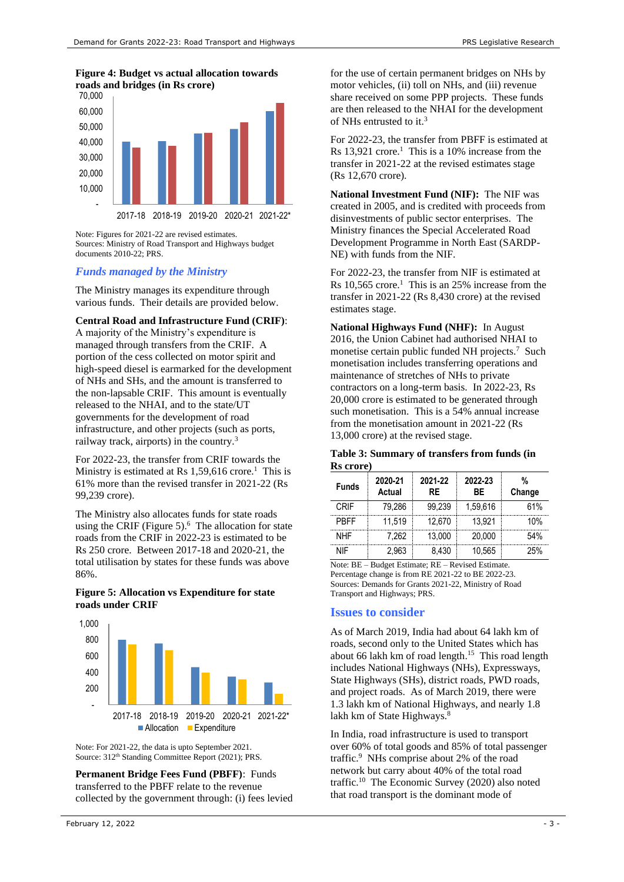**Figure 4: Budget vs actual allocation towards roads and bridges (in Rs crore)**

Note: Figures for 2021-22 are revised estimates.
Sources: Ministry of Road Transport and Highways budget documents 2010-22; PRS.

### *Funds managed by the Ministry*

The Ministry manages its expenditure through various funds. Their details are provided below.

**Central Road and Infrastructure Fund (CRIF)**: A majority of the Ministry's expenditure is managed through transfers from the CRIF. A portion of the cess collected on motor spirit and high-speed diesel is earmarked for the development of NHs and SHs, and the amount is transferred to the non-lapsable CRIF. This amount is eventually released to the NHAI, and to the state/UT governments for the development of road infrastructure, and other projects (such as ports, railway track, airports) in the country.[3]

For 2022-23, the transfer from CRIF towards the Ministry is estimated at Rs 1,59,616 crore.[1] This is 61% more than the revised transfer in 2021-22 (Rs 99,239 crore).

The Ministry also allocates funds for state roads using the CRIF (Figure 5).[6] The allocation for state roads from the CRIF in 2022-23 is estimated to be Rs 250 crore. Between 2017-18 and 2020-21, the total utilisation by states for these funds was above 86%.

**Figure 5: Allocation vs Expenditure for state roads under CRIF**

Note: For 2021-22, the data is upto September 2021.
Source: 312th Standing Committee Report (2021); PRS.

**Permanent Bridge Fees Fund (PBFF)**: Funds transferred to the PBFF relate to the revenue collected by the government through: (i) fees levied for the use of certain permanent bridges on NHs by motor vehicles, (ii) toll on NHs, and (iii) revenue share received on some PPP projects. These funds are then released to the NHAI for the development of NHs entrusted to it.[3]

For 2022-23, the transfer from PBFF is estimated at Rs 13,921 crore.[1] This is a 10% increase from the transfer in 2021-22 at the revised estimates stage (Rs 12,670 crore).

**National Investment Fund (NIF):** The NIF was created in 2005, and is credited with proceeds from disinvestments of public sector enterprises. The Ministry finances the Special Accelerated Road Development Programme in North East (SARDP-NE) with funds from the NIF.

For 2022-23, the transfer from NIF is estimated at Rs 10,565 crore.[1] This is an 25% increase from the transfer in 2021-22 (Rs 8,430 crore) at the revised estimates stage.

**National Highways Fund (NHF):** In August 2016, the Union Cabinet had authorised NHAI to monetise certain public funded NH projects.[7] Such monetisation includes transferring operations and maintenance of stretches of NHs to private contractors on a long-term basis. In 2022-23, Rs 20,000 crore is estimated to be generated through such monetisation. This is a 54% annual increase from the monetisation amount in 2021-22 (Rs 13,000 crore) at the revised stage.

**Table 3: Summary of transfers from funds (in Rs crore)**

| Funds | 2020-21 Actual | 2021-22 RE | 2022-23 BE | % Change |
|---|---|---|---|---|
| CRIF | 79,286 | 99,239 | 1,59,616 | 61% |
| PBFF | 11,519 | 12,670 | 13,921 | 10% |
| NHF | 7,262 | 13,000 | 20,000 | 54% |
| NIF | 2,963 | 8,430 | 10,565 | 25% |

Note: BE – Budget Estimate; RE – Revised Estimate.
Percentage change is from RE 2021-22 to BE 2022-23.
Sources: Demands for Grants 2021-22, Ministry of Road Transport and Highways; PRS.

## Issues to consider

As of March 2019, India had about 64 lakh km of roads, second only to the United States which has about 66 lakh km of road length.[15] This road length includes National Highways (NHs), Expressways, State Highways (SHs), district roads, PWD roads, and project roads. As of March 2019, there were 1.3 lakh km of National Highways, and nearly 1.8 lakh km of State Highways.[8]

In India, road infrastructure is used to transport over 60% of total goods and 85% of total passenger traffic.[9] NHs comprise about 2% of the road network but carry about 40% of the total road traffic.[10] The Economic Survey (2020) also noted that road transport is the dominant mode of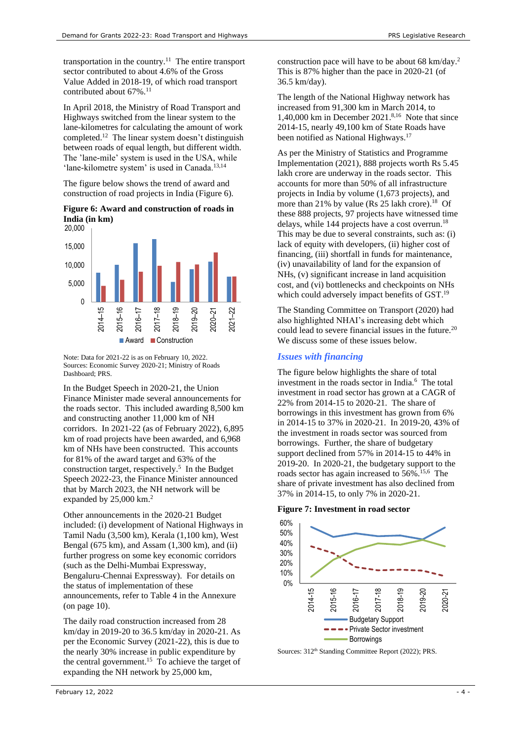transportation in the country.[11] The entire transport sector contributed to about 4.6% of the Gross Value Added in 2018-19, of which road transport contributed about 67%.[11]

In April 2018, the Ministry of Road Transport and Highways switched from the linear system to the lane-kilometres for calculating the amount of work completed.[12] The linear system doesn't distinguish between roads of equal length, but different width. The 'lane-mile' system is used in the USA, while 'lane-kilometre system' is used in Canada.[13,14]

The figure below shows the trend of award and construction of road projects in India (Figure 6).

**Figure 6: Award and construction of roads in India (in km)**

Note: Data for 2021-22 is as on February 10, 2022.
Sources: Economic Survey 2020-21; Ministry of Roads Dashboard; PRS.

In the Budget Speech in 2020-21, the Union Finance Minister made several announcements for the roads sector. This included awarding 8,500 km and constructing another 11,000 km of NH corridors. In 2021-22 (as of February 2022), 6,895 km of road projects have been awarded, and 6,968 km of NHs have been constructed. This accounts for 81% of the award target and 63% of the construction target, respectively.[5] In the Budget Speech 2022-23, the Finance Minister announced that by March 2023, the NH network will be expanded by 25,000 km.[2]

Other announcements in the 2020-21 Budget included: (i) development of National Highways in Tamil Nadu (3,500 km), Kerala (1,100 km), West Bengal (675 km), and Assam (1,300 km), and (ii) further progress on some key economic corridors (such as the Delhi-Mumbai Expressway, Bengaluru-Chennai Expressway). For details on the status of implementation of these announcements, refer to Table 4 in the Annexure (on page 10).

The daily road construction increased from 28 km/day in 2019-20 to 36.5 km/day in 2020-21. As per the Economic Survey (2021-22), this is due to the nearly 30% increase in public expenditure by the central government.[15] To achieve the target of expanding the NH network by 25,000 km, construction pace will have to be about 68 km/day.[2] This is 87% higher than the pace in 2020-21 (of 36.5 km/day).

The length of the National Highway network has increased from 91,300 km in March 2014, to 1,40,000 km in December 2021.[8,16] Note that since 2014-15, nearly 49,100 km of State Roads have been notified as National Highways.[17]

As per the Ministry of Statistics and Programme Implementation (2021), 888 projects worth Rs 5.45 lakh crore are underway in the roads sector. This accounts for more than 50% of all infrastructure projects in India by volume (1,673 projects), and more than 21% by value (Rs 25 lakh crore).[18] Of these 888 projects, 97 projects have witnessed time delays, while 144 projects have a cost overrun.[18] This may be due to several constraints, such as: (i) lack of equity with developers, (ii) higher cost of financing, (iii) shortfall in funds for maintenance, (iv) unavailability of land for the expansion of NHs, (v) significant increase in land acquisition cost, and (vi) bottlenecks and checkpoints on NHs which could adversely impact benefits of GST.[19]

The Standing Committee on Transport (2020) had also highlighted NHAI's increasing debt which could lead to severe financial issues in the future.[20] We discuss some of these issues below.

### *Issues with financing*

The figure below highlights the share of total investment in the roads sector in India.[6] The total investment in road sector has grown at a CAGR of 22% from 2014-15 to 2020-21. The share of borrowings in this investment has grown from 6% in 2014-15 to 37% in 2020-21. In 2019-20, 43% of the investment in roads sector was sourced from borrowings. Further, the share of budgetary support declined from 57% in 2014-15 to 44% in 2019-20. In 2020-21, the budgetary support to the roads sector has again increased to 56%.[15,6] The share of private investment has also declined from 37% in 2014-15, to only 7% in 2020-21.

**Figure 7: Investment in road sector**

Sources: 312[th] Standing Committee Report (2022); PRS.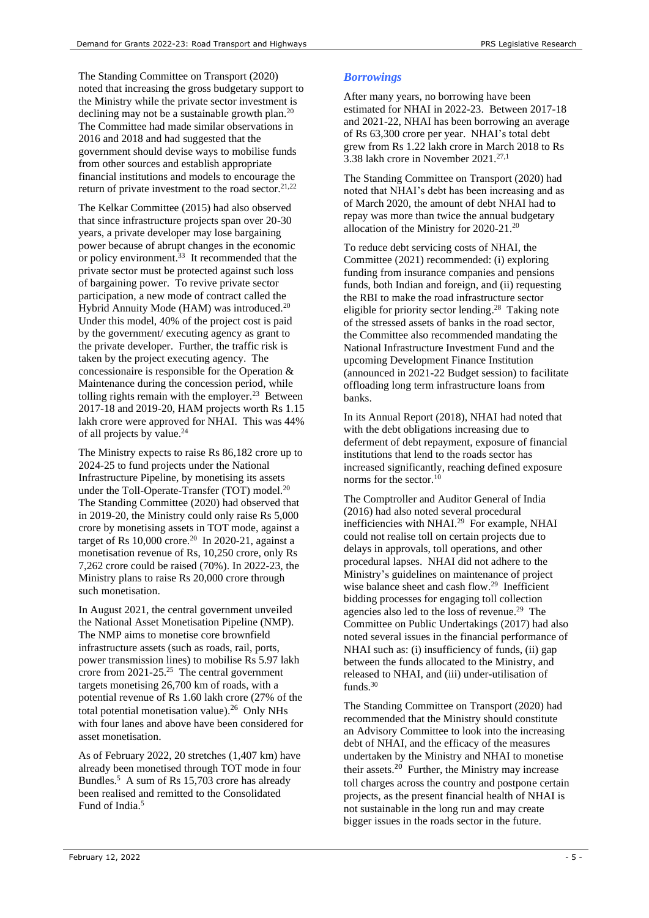The Standing Committee on Transport (2020) noted that increasing the gross budgetary support to the Ministry while the private sector investment is declining may not be a sustainable growth plan.[20] The Committee had made similar observations in 2016 and 2018 and had suggested that the government should devise ways to mobilise funds from other sources and establish appropriate financial institutions and models to encourage the return of private investment to the road sector.[21,22]

The Kelkar Committee (2015) had also observed that since infrastructure projects span over 20-30 years, a private developer may lose bargaining power because of abrupt changes in the economic or policy environment.[33] It recommended that the private sector must be protected against such loss of bargaining power. To revive private sector participation, a new mode of contract called the Hybrid Annuity Mode (HAM) was introduced.[20] Under this model, 40% of the project cost is paid by the government/ executing agency as grant to the private developer. Further, the traffic risk is taken by the project executing agency. The concessionaire is responsible for the Operation & Maintenance during the concession period, while tolling rights remain with the employer.[23] Between 2017-18 and 2019-20, HAM projects worth Rs 1.15 lakh crore were approved for NHAI. This was 44% of all projects by value.[24]

The Ministry expects to raise Rs 86,182 crore up to 2024-25 to fund projects under the National Infrastructure Pipeline, by monetising its assets under the Toll-Operate-Transfer (TOT) model.[20] The Standing Committee (2020) had observed that in 2019-20, the Ministry could only raise Rs 5,000 crore by monetising assets in TOT mode, against a target of Rs 10,000 crore.[20] In 2020-21, against a monetisation revenue of Rs, 10,250 crore, only Rs 7,262 crore could be raised (70%). In 2022-23, the Ministry plans to raise Rs 20,000 crore through such monetisation.

In August 2021, the central government unveiled the National Asset Monetisation Pipeline (NMP). The NMP aims to monetise core brownfield infrastructure assets (such as roads, rail, ports, power transmission lines) to mobilise Rs 5.97 lakh crore from 2021-25.[25] The central government targets monetising 26,700 km of roads, with a potential revenue of Rs 1.60 lakh crore (27% of the total potential monetisation value).[26] Only NHs with four lanes and above have been considered for asset monetisation.

As of February 2022, 20 stretches (1,407 km) have already been monetised through TOT mode in four Bundles.[5] A sum of Rs 15,703 crore has already been realised and remitted to the Consolidated Fund of India.[5]

### *Borrowings*

After many years, no borrowing have been estimated for NHAI in 2022-23. Between 2017-18 and 2021-22, NHAI has been borrowing an average of Rs 63,300 crore per year. NHAI's total debt grew from Rs 1.22 lakh crore in March 2018 to Rs 3.38 lakh crore in November 2021.[27,1]

The Standing Committee on Transport (2020) had noted that NHAI's debt has been increasing and as of March 2020, the amount of debt NHAI had to repay was more than twice the annual budgetary allocation of the Ministry for 2020-21.[20]

To reduce debt servicing costs of NHAI, the Committee (2021) recommended: (i) exploring funding from insurance companies and pensions funds, both Indian and foreign, and (ii) requesting the RBI to make the road infrastructure sector eligible for priority sector lending.[28] Taking note of the stressed assets of banks in the road sector, the Committee also recommended mandating the National Infrastructure Investment Fund and the upcoming Development Finance Institution (announced in 2021-22 Budget session) to facilitate offloading long term infrastructure loans from banks.

In its Annual Report (2018), NHAI had noted that with the debt obligations increasing due to deferment of debt repayment, exposure of financial institutions that lend to the roads sector has increased significantly, reaching defined exposure norms for the sector.[10]

The Comptroller and Auditor General of India (2016) had also noted several procedural inefficiencies with NHAI.[29] For example, NHAI could not realise toll on certain projects due to delays in approvals, toll operations, and other procedural lapses. NHAI did not adhere to the Ministry's guidelines on maintenance of project wise balance sheet and cash flow.[29] Inefficient bidding processes for engaging toll collection agencies also led to the loss of revenue.[29] The Committee on Public Undertakings (2017) had also noted several issues in the financial performance of NHAI such as: (i) insufficiency of funds, (ii) gap between the funds allocated to the Ministry, and released to NHAI, and (iii) under-utilisation of funds.[30]

The Standing Committee on Transport (2020) had recommended that the Ministry should constitute an Advisory Committee to look into the increasing debt of NHAI, and the efficacy of the measures undertaken by the Ministry and NHAI to monetise their assets.[20] Further, the Ministry may increase toll charges across the country and postpone certain projects, as the present financial health of NHAI is not sustainable in the long run and may create bigger issues in the roads sector in the future.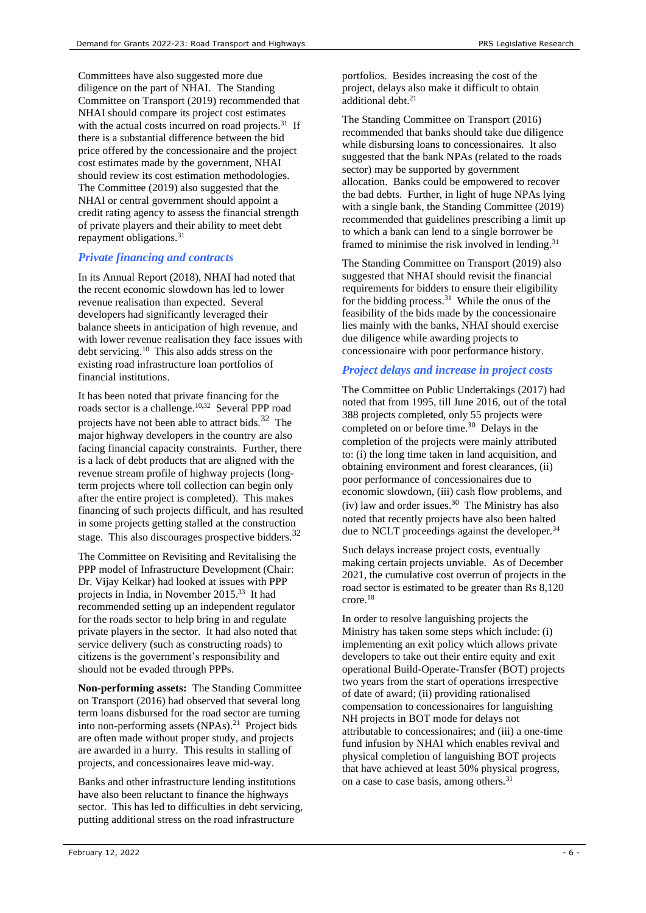Committees have also suggested more due diligence on the part of NHAI. The Standing Committee on Transport (2019) recommended that NHAI should compare its project cost estimates with the actual costs incurred on road projects.[31] If there is a substantial difference between the bid price offered by the concessionaire and the project cost estimates made by the government, NHAI should review its cost estimation methodologies. The Committee (2019) also suggested that the NHAI or central government should appoint a credit rating agency to assess the financial strength of private players and their ability to meet debt repayment obligations.[31]

### *Private financing and contracts*

In its Annual Report (2018), NHAI had noted that the recent economic slowdown has led to lower revenue realisation than expected. Several developers had significantly leveraged their balance sheets in anticipation of high revenue, and with lower revenue realisation they face issues with debt servicing.[10] This also adds stress on the existing road infrastructure loan portfolios of financial institutions.

It has been noted that private financing for the roads sector is a challenge.[10,32] Several PPP road projects have not been able to attract bids.[32] The major highway developers in the country are also facing financial capacity constraints. Further, there is a lack of debt products that are aligned with the revenue stream profile of highway projects (long-term projects where toll collection can begin only after the entire project is completed). This makes financing of such projects difficult, and has resulted in some projects getting stalled at the construction stage. This also discourages prospective bidders.[32]

The Committee on Revisiting and Revitalising the PPP model of Infrastructure Development (Chair: Dr. Vijay Kelkar) had looked at issues with PPP projects in India, in November 2015.[33] It had recommended setting up an independent regulator for the roads sector to help bring in and regulate private players in the sector. It had also noted that service delivery (such as constructing roads) to citizens is the government's responsibility and should not be evaded through PPPs.

**Non-performing assets:** The Standing Committee on Transport (2016) had observed that several long term loans disbursed for the road sector are turning into non-performing assets (NPAs).[21] Project bids are often made without proper study, and projects are awarded in a hurry. This results in stalling of projects, and concessionaires leave mid-way.

Banks and other infrastructure lending institutions have also been reluctant to finance the highways sector. This has led to difficulties in debt servicing, putting additional stress on the road infrastructure portfolios. Besides increasing the cost of the project, delays also make it difficult to obtain additional debt.[21]

The Standing Committee on Transport (2016) recommended that banks should take due diligence while disbursing loans to concessionaires. It also suggested that the bank NPAs (related to the roads sector) may be supported by government allocation. Banks could be empowered to recover the bad debts. Further, in light of huge NPAs lying with a single bank, the Standing Committee (2019) recommended that guidelines prescribing a limit up to which a bank can lend to a single borrower be framed to minimise the risk involved in lending.[31]

The Standing Committee on Transport (2019) also suggested that NHAI should revisit the financial requirements for bidders to ensure their eligibility for the bidding process.[31] While the onus of the feasibility of the bids made by the concessionaire lies mainly with the banks, NHAI should exercise due diligence while awarding projects to concessionaire with poor performance history.

### *Project delays and increase in project costs*

The Committee on Public Undertakings (2017) had noted that from 1995, till June 2016, out of the total 388 projects completed, only 55 projects were completed on or before time.[30] Delays in the completion of the projects were mainly attributed to: (i) the long time taken in land acquisition, and obtaining environment and forest clearances, (ii) poor performance of concessionaires due to economic slowdown, (iii) cash flow problems, and (iv) law and order issues.[30] The Ministry has also noted that recently projects have also been halted due to NCLT proceedings against the developer.[34]

Such delays increase project costs, eventually making certain projects unviable. As of December 2021, the cumulative cost overrun of projects in the road sector is estimated to be greater than Rs 8,120 crore.[18]

In order to resolve languishing projects the Ministry has taken some steps which include: (i) implementing an exit policy which allows private developers to take out their entire equity and exit operational Build-Operate-Transfer (BOT) projects two years from the start of operations irrespective of date of award; (ii) providing rationalised compensation to concessionaires for languishing NH projects in BOT mode for delays not attributable to concessionaires; and (iii) a one-time fund infusion by NHAI which enables revival and physical completion of languishing BOT projects that have achieved at least 50% physical progress, on a case to case basis, among others.[31]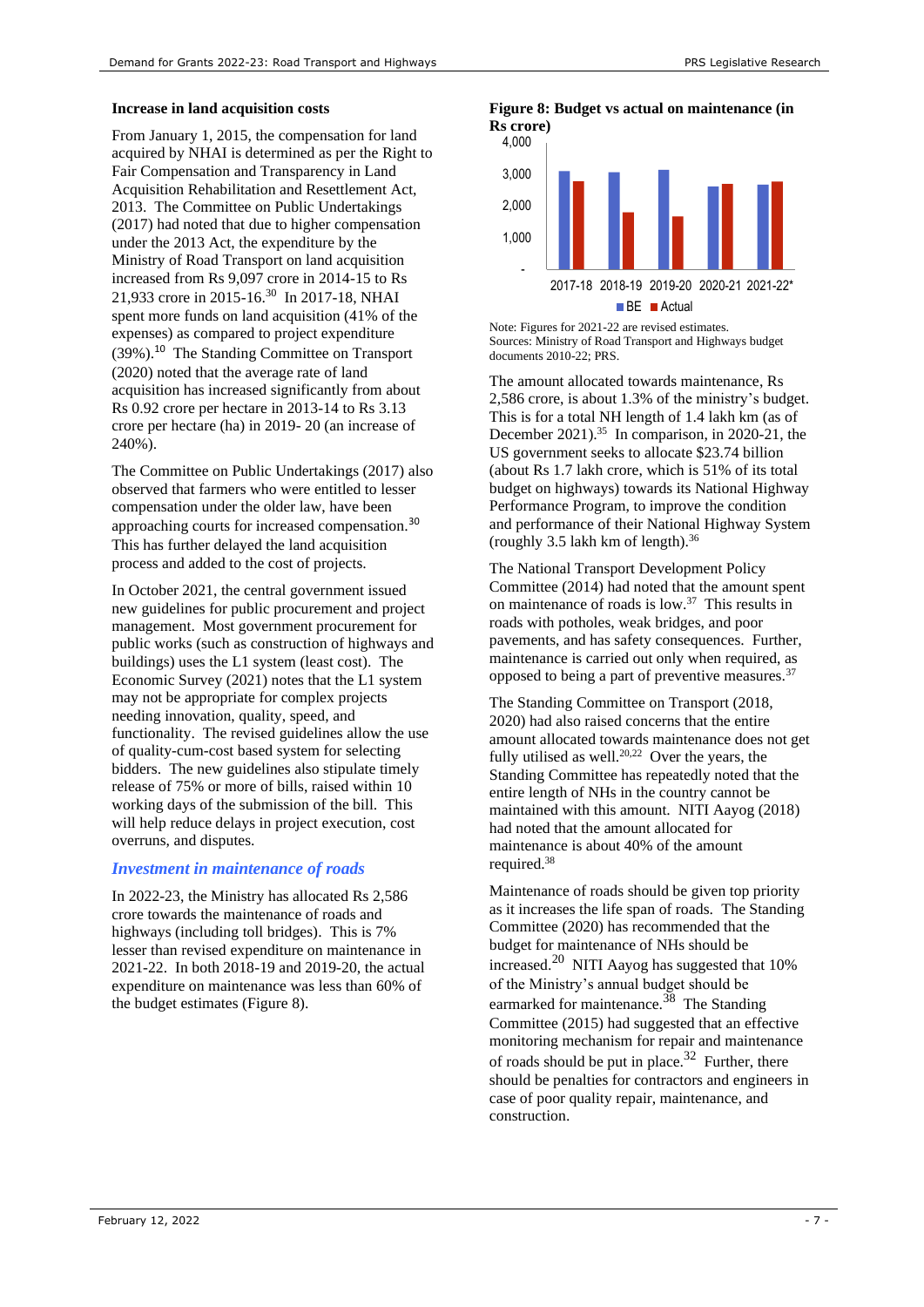**Increase in land acquisition costs**

From January 1, 2015, the compensation for land acquired by NHAI is determined as per the Right to Fair Compensation and Transparency in Land Acquisition Rehabilitation and Resettlement Act, 2013. The Committee on Public Undertakings (2017) had noted that due to higher compensation under the 2013 Act, the expenditure by the Ministry of Road Transport on land acquisition increased from Rs 9,097 crore in 2014-15 to Rs 21,933 crore in 2015-16.[30] In 2017-18, NHAI spent more funds on land acquisition (41% of the expenses) as compared to project expenditure (39%).[10] The Standing Committee on Transport (2020) noted that the average rate of land acquisition has increased significantly from about Rs 0.92 crore per hectare in 2013-14 to Rs 3.13 crore per hectare (ha) in 2019- 20 (an increase of 240%).

The Committee on Public Undertakings (2017) also observed that farmers who were entitled to lesser compensation under the older law, have been approaching courts for increased compensation.[30] This has further delayed the land acquisition process and added to the cost of projects.

In October 2021, the central government issued new guidelines for public procurement and project management. Most government procurement for public works (such as construction of highways and buildings) uses the L1 system (least cost). The Economic Survey (2021) notes that the L1 system may not be appropriate for complex projects needing innovation, quality, speed, and functionality. The revised guidelines allow the use of quality-cum-cost based system for selecting bidders. The new guidelines also stipulate timely release of 75% or more of bills, raised within 10 working days of the submission of the bill. This will help reduce delays in project execution, cost overruns, and disputes.

## *Investment in maintenance of roads*

In 2022-23, the Ministry has allocated Rs 2,586 crore towards the maintenance of roads and highways (including toll bridges). This is 7% lesser than revised expenditure on maintenance in 2021-22. In both 2018-19 and 2019-20, the actual expenditure on maintenance was less than 60% of the budget estimates (Figure 8).

**Figure 8: Budget vs actual on maintenance (in Rs crore)**

Note: Figures for 2021-22 are revised estimates.
Sources: Ministry of Road Transport and Highways budget documents 2010-22; PRS.

The amount allocated towards maintenance, Rs 2,586 crore, is about 1.3% of the ministry's budget. This is for a total NH length of 1.4 lakh km (as of December 2021).[35] In comparison, in 2020-21, the US government seeks to allocate $23.74 billion (about Rs 1.7 lakh crore, which is 51% of its total budget on highways) towards its National Highway Performance Program, to improve the condition and performance of their National Highway System (roughly 3.5 lakh km of length).[36]

The National Transport Development Policy Committee (2014) had noted that the amount spent on maintenance of roads is low.[37] This results in roads with potholes, weak bridges, and poor pavements, and has safety consequences. Further, maintenance is carried out only when required, as opposed to being a part of preventive measures.[37]

The Standing Committee on Transport (2018, 2020) had also raised concerns that the entire amount allocated towards maintenance does not get fully utilised as well.[20,22] Over the years, the Standing Committee has repeatedly noted that the entire length of NHs in the country cannot be maintained with this amount. NITI Aayog (2018) had noted that the amount allocated for maintenance is about 40% of the amount required.[38]

Maintenance of roads should be given top priority as it increases the life span of roads. The Standing Committee (2020) has recommended that the budget for maintenance of NHs should be increased.[20] NITI Aayog has suggested that 10% of the Ministry's annual budget should be earmarked for maintenance.[38] The Standing Committee (2015) had suggested that an effective monitoring mechanism for repair and maintenance of roads should be put in place.[32] Further, there should be penalties for contractors and engineers in case of poor quality repair, maintenance, and construction.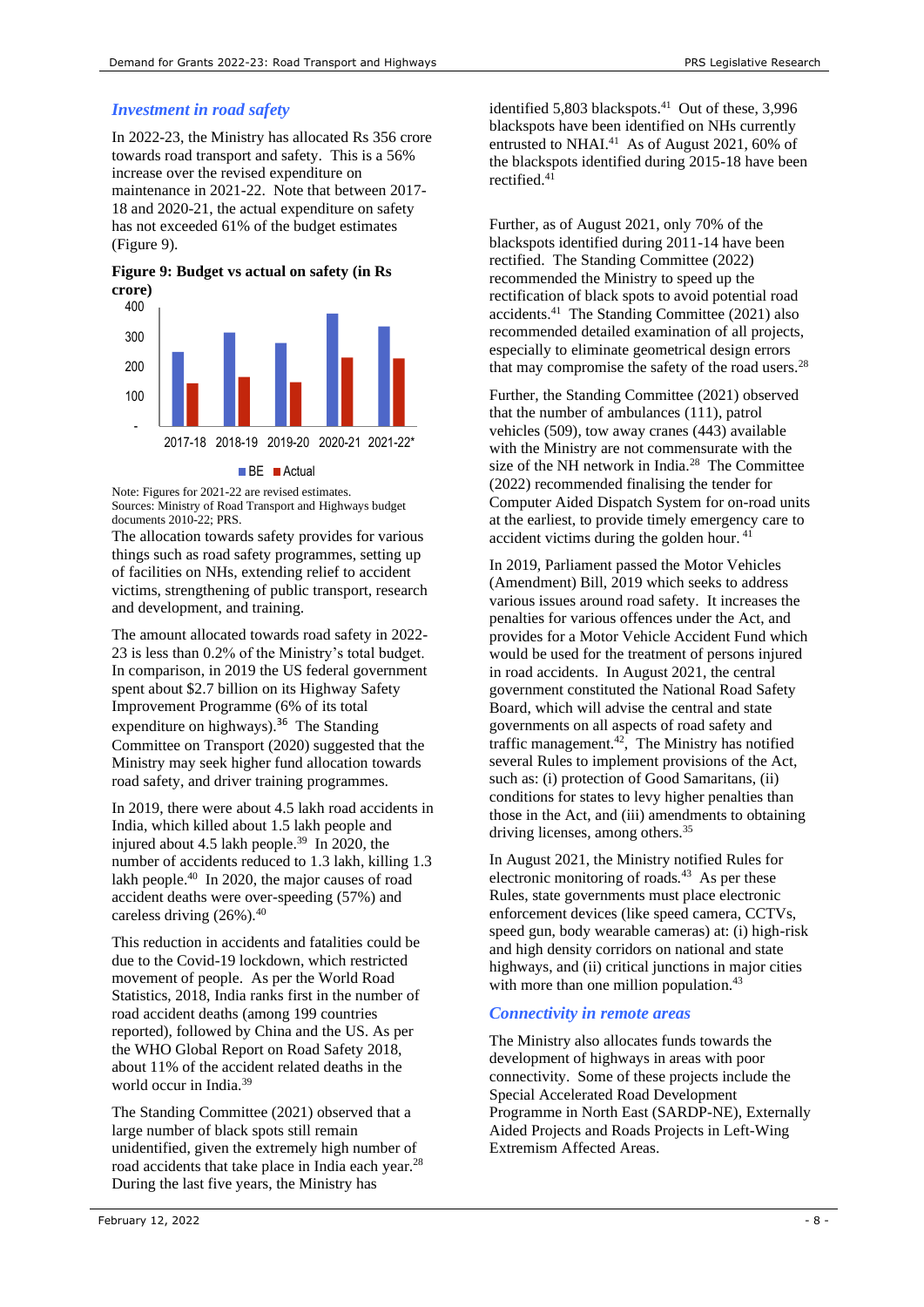### *Investment in road safety*

In 2022-23, the Ministry has allocated Rs 356 crore towards road transport and safety. This is a 56% increase over the revised expenditure on maintenance in 2021-22. Note that between 2017-18 and 2020-21, the actual expenditure on safety has not exceeded 61% of the budget estimates (Figure 9).

**Figure 9: Budget vs actual on safety (in Rs crore)**

Note: Figures for 2021-22 are revised estimates.
Sources: Ministry of Road Transport and Highways budget documents 2010-22; PRS.

The allocation towards safety provides for various things such as road safety programmes, setting up of facilities on NHs, extending relief to accident victims, strengthening of public transport, research and development, and training.

The amount allocated towards road safety in 2022-23 is less than 0.2% of the Ministry's total budget. In comparison, in 2019 the US federal government spent about $2.7 billion on its Highway Safety Improvement Programme (6% of its total expenditure on highways).[36] The Standing Committee on Transport (2020) suggested that the Ministry may seek higher fund allocation towards road safety, and driver training programmes.

In 2019, there were about 4.5 lakh road accidents in India, which killed about 1.5 lakh people and injured about 4.5 lakh people.[39] In 2020, the number of accidents reduced to 1.3 lakh, killing 1.3 lakh people.[40] In 2020, the major causes of road accident deaths were over-speeding (57%) and careless driving (26%).[40]

This reduction in accidents and fatalities could be due to the Covid-19 lockdown, which restricted movement of people. As per the World Road Statistics, 2018, India ranks first in the number of road accident deaths (among 199 countries reported), followed by China and the US. As per the WHO Global Report on Road Safety 2018, about 11% of the accident related deaths in the world occur in India.[39]

The Standing Committee (2021) observed that a large number of black spots still remain unidentified, given the extremely high number of road accidents that take place in India each year.[28] During the last five years, the Ministry has identified 5,803 blackspots.[41] Out of these, 3,996 blackspots have been identified on NHs currently entrusted to NHAI.[41] As of August 2021, 60% of the blackspots identified during 2015-18 have been rectified.[41]

Further, as of August 2021, only 70% of the blackspots identified during 2011-14 have been rectified. The Standing Committee (2022) recommended the Ministry to speed up the rectification of black spots to avoid potential road accidents.[41] The Standing Committee (2021) also recommended detailed examination of all projects, especially to eliminate geometrical design errors that may compromise the safety of the road users.[28]

Further, the Standing Committee (2021) observed that the number of ambulances (111), patrol vehicles (509), tow away cranes (443) available with the Ministry are not commensurate with the size of the NH network in India.[28] The Committee (2022) recommended finalising the tender for Computer Aided Dispatch System for on-road units at the earliest, to provide timely emergency care to accident victims during the golden hour.[41]

In 2019, Parliament passed the Motor Vehicles (Amendment) Bill, 2019 which seeks to address various issues around road safety. It increases the penalties for various offences under the Act, and provides for a Motor Vehicle Accident Fund which would be used for the treatment of persons injured in road accidents. In August 2021, the central government constituted the National Road Safety Board, which will advise the central and state governments on all aspects of road safety and traffic management.[42], The Ministry has notified several Rules to implement provisions of the Act, such as: (i) protection of Good Samaritans, (ii) conditions for states to levy higher penalties than those in the Act, and (iii) amendments to obtaining driving licenses, among others.[35]

In August 2021, the Ministry notified Rules for electronic monitoring of roads.[43] As per these Rules, state governments must place electronic enforcement devices (like speed camera, CCTVs, speed gun, body wearable cameras) at: (i) high-risk and high density corridors on national and state highways, and (ii) critical junctions in major cities with more than one million population.[43]

### *Connectivity in remote areas*

The Ministry also allocates funds towards the development of highways in areas with poor connectivity. Some of these projects include the Special Accelerated Road Development Programme in North East (SARDP-NE), Externally Aided Projects and Roads Projects in Left-Wing Extremism Affected Areas.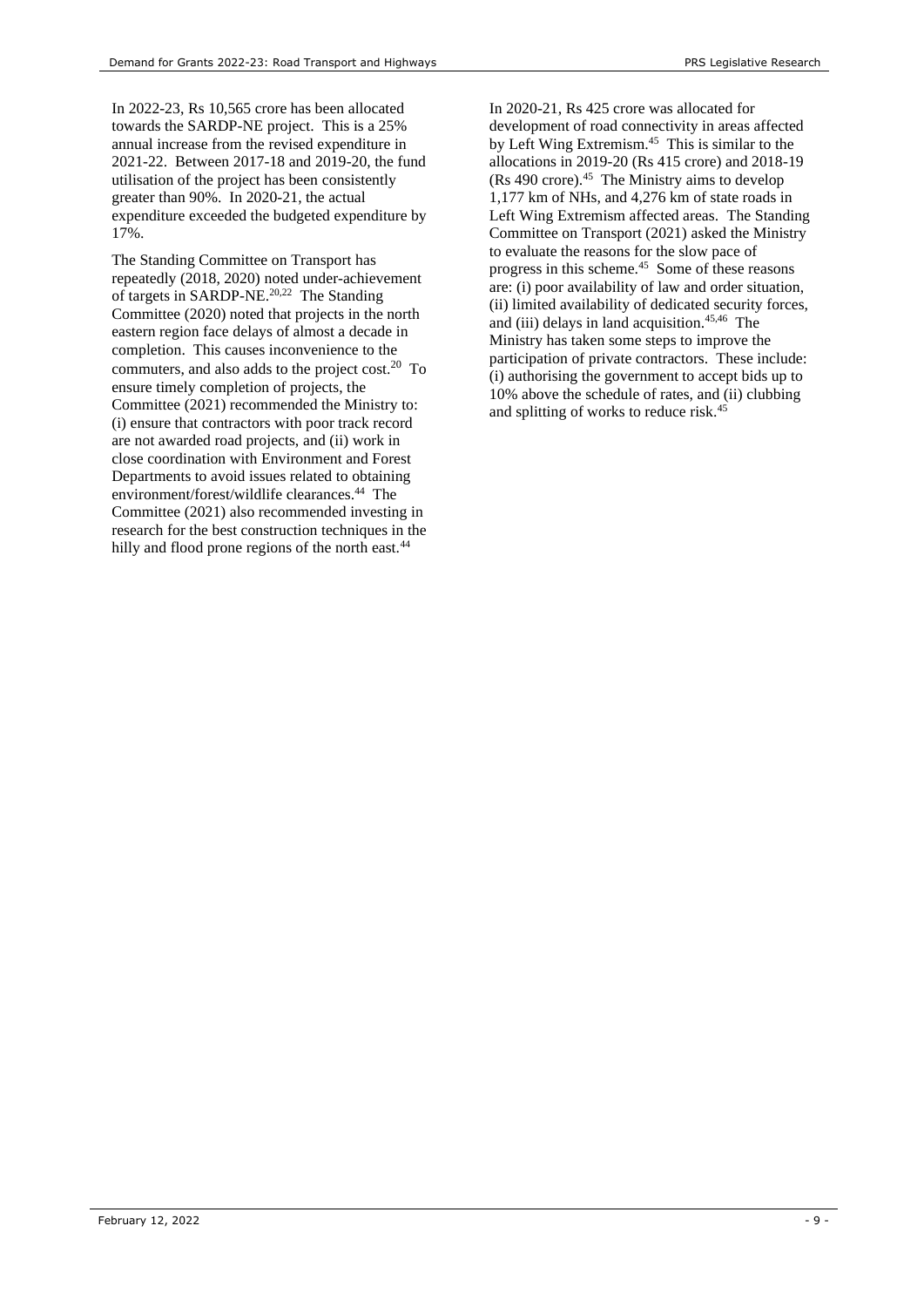In 2022-23, Rs 10,565 crore has been allocated towards the SARDP-NE project. This is a 25% annual increase from the revised expenditure in 2021-22. Between 2017-18 and 2019-20, the fund utilisation of the project has been consistently greater than 90%. In 2020-21, the actual expenditure exceeded the budgeted expenditure by 17%.

The Standing Committee on Transport has repeatedly (2018, 2020) noted under-achievement of targets in SARDP-NE.[20,22] The Standing Committee (2020) noted that projects in the north eastern region face delays of almost a decade in completion. This causes inconvenience to the commuters, and also adds to the project cost.[20] To ensure timely completion of projects, the Committee (2021) recommended the Ministry to: (i) ensure that contractors with poor track record are not awarded road projects, and (ii) work in close coordination with Environment and Forest Departments to avoid issues related to obtaining environment/forest/wildlife clearances.[44] The Committee (2021) also recommended investing in research for the best construction techniques in the hilly and flood prone regions of the north east.[44]

In 2020-21, Rs 425 crore was allocated for development of road connectivity in areas affected by Left Wing Extremism.[45] This is similar to the allocations in 2019-20 (Rs 415 crore) and 2018-19 (Rs 490 crore).[45] The Ministry aims to develop 1,177 km of NHs, and 4,276 km of state roads in Left Wing Extremism affected areas. The Standing Committee on Transport (2021) asked the Ministry to evaluate the reasons for the slow pace of progress in this scheme.[45] Some of these reasons are: (i) poor availability of law and order situation, (ii) limited availability of dedicated security forces, and (iii) delays in land acquisition.[45,46] The Ministry has taken some steps to improve the participation of private contractors. These include: (i) authorising the government to accept bids up to 10% above the schedule of rates, and (ii) clubbing and splitting of works to reduce risk.[45]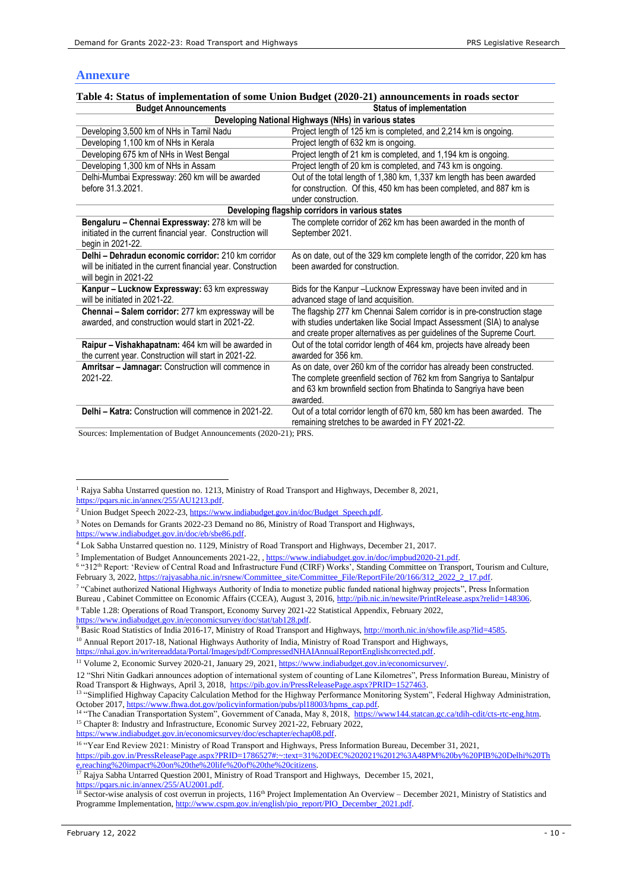## Annexure

**Table 4: Status of implementation of some Union Budget (2020-21) announcements in roads sector**

| Budget Announcements | Status of implementation |
|---|---|
| **Developing National Highways (NHs) in various states** | |
| Developing 3,500 km of NHs in Tamil Nadu | Project length of 125 km is completed, and 2,214 km is ongoing. |
| Developing 1,100 km of NHs in Kerala | Project length of 632 km is ongoing. |
| Developing 675 km of NHs in West Bengal | Project length of 21 km is completed, and 1,194 km is ongoing. |
| Developing 1,300 km of NHs in Assam | Project length of 20 km is completed, and 743 km is ongoing. |
| Delhi-Mumbai Expressway: 260 km will be awarded before 31.3.2021. | Out of the total length of 1,380 km, 1,337 km length has been awarded for construction. Of this, 450 km has been completed, and 887 km is under construction. |
| **Developing flagship corridors in various states** | |
| **Bengaluru – Chennai Expressway:** 278 km will be initiated in the current financial year. Construction will begin in 2021-22. | The complete corridor of 262 km has been awarded in the month of September 2021. |
| **Delhi – Dehradun economic corridor:** 210 km corridor will be initiated in the current financial year. Construction will begin in 2021-22 | As on date, out of the 329 km complete length of the corridor, 220 km has been awarded for construction. |
| **Kanpur – Lucknow Expressway:** 63 km expressway will be initiated in 2021-22. | Bids for the Kanpur –Lucknow Expressway have been invited and in advanced stage of land acquisition. |
| **Chennai – Salem corridor:** 277 km expressway will be awarded, and construction would start in 2021-22. | The flagship 277 km Chennai Salem corridor is in pre-construction stage with studies undertaken like Social Impact Assessment (SIA) to analyse and create proper alternatives as per guidelines of the Supreme Court. |
| **Raipur – Vishakhapatnam:** 464 km will be awarded in the current year. Construction will start in 2021-22. | Out of the total corridor length of 464 km, projects have already been awarded for 356 km. |
| **Amritsar – Jamnagar:** Construction will commence in 2021-22. | As on date, over 260 km of the corridor has already been constructed. The complete greenfield section of 762 km from Sangriya to Santalpur and 63 km brownfield section from Bhatinda to Sangriya have been awarded. |
| **Delhi – Katra:** Construction will commence in 2021-22. | Out of a total corridor length of 670 km, 580 km has been awarded. The remaining stretches to be awarded in FY 2021-22. |

Sources: Implementation of Budget Announcements (2020-21); PRS.

---

[1] Rajya Sabha Unstarred question no. 1213, Ministry of Road Transport and Highways, December 8, 2021, https://pqars.nic.in/annex/255/AU1213.pdf.

[2] Union Budget Speech 2022-23, https://www.indiabudget.gov.in/doc/Budget_Speech.pdf.

[3] Notes on Demands for Grants 2022-23 Demand no 86, Ministry of Road Transport and Highways, https://www.indiabudget.gov.in/doc/eb/sbe86.pdf.

[4] Lok Sabha Unstarred question no. 1129, Ministry of Road Transport and Highways, December 21, 2017.

[5] Implementation of Budget Announcements 2021-22, , https://www.indiabudget.gov.in/doc/impbud2020-21.pdf.

[6] "312th Report: 'Review of Central Road and Infrastructure Fund (CIRF) Works', Standing Committee on Transport, Tourism and Culture, February 3, 2022, https://rajyasabha.nic.in/rsnew/Committee_site/Committee_File/ReportFile/20/166/312_2022_2_17.pdf.

[7] "Cabinet authorized National Highways Authority of India to monetize public funded national highway projects", Press Information Bureau , Cabinet Committee on Economic Affairs (CCEA), August 3, 2016, http://pib.nic.in/newsite/PrintRelease.aspx?relid=148306.

[8] Table 1.28: Operations of Road Transport, Economy Survey 2021-22 Statistical Appendix, February 2022, https://www.indiabudget.gov.in/economicsurvey/doc/stat/tab128.pdf.

[9] Basic Road Statistics of India 2016-17, Ministry of Road Transport and Highways, http://morth.nic.in/showfile.asp?lid=4585.

[10] Annual Report 2017-18, National Highways Authority of India, Ministry of Road Transport and Highways, https://nhai.gov.in/writereaddata/Portal/Images/pdf/CompressedNHAIAnnualReportEnglishcorrected.pdf.

[11] Volume 2, Economic Survey 2020-21, January 29, 2021, https://www.indiabudget.gov.in/economicsurvey/.

[12] "Shri Nitin Gadkari announces adoption of international system of counting of Lane Kilometres", Press Information Bureau, Ministry of Road Transport & Highways, April 3, 2018, https://pib.gov.in/PressReleasePage.aspx?PRID=1527463.

[13] "Simplified Highway Capacity Calculation Method for the Highway Performance Monitoring System", Federal Highway Administration, October 2017, https://www.fhwa.dot.gov/policyinformation/pubs/pl18003/hpms_cap.pdf.

[14] "The Canadian Transportation System", Government of Canada, May 8, 2018, https://www144.statcan.gc.ca/tdih-cdit/cts-rtc-eng.htm.

[15] Chapter 8: Industry and Infrastructure, Economic Survey 2021-22, February 2022, https://www.indiabudget.gov.in/economicsurvey/doc/eschapter/echap08.pdf.

[16] "Year End Review 2021: Ministry of Road Transport and Highways, Press Information Bureau, December 31, 2021, https://pib.gov.in/PressReleasePage.aspx?PRID=1786527#:~:text=31%20DEC%202021%2012%3A48PM%20by%20PIB%20Delhi%20The,reaching%20impact%20on%20the%20life%20of%20the%20citizens.

[17] Rajya Sabha Untarred Question 2001, Ministry of Road Transport and Highways, December 15, 2021, https://pqars.nic.in/annex/255/AU2001.pdf.

[18] Sector-wise analysis of cost overrun in projects, 116th Project Implementation An Overview – December 2021, Ministry of Statistics and Programme Implementation, http://www.cspm.gov.in/english/pio_report/PIO_December_2021.pdf.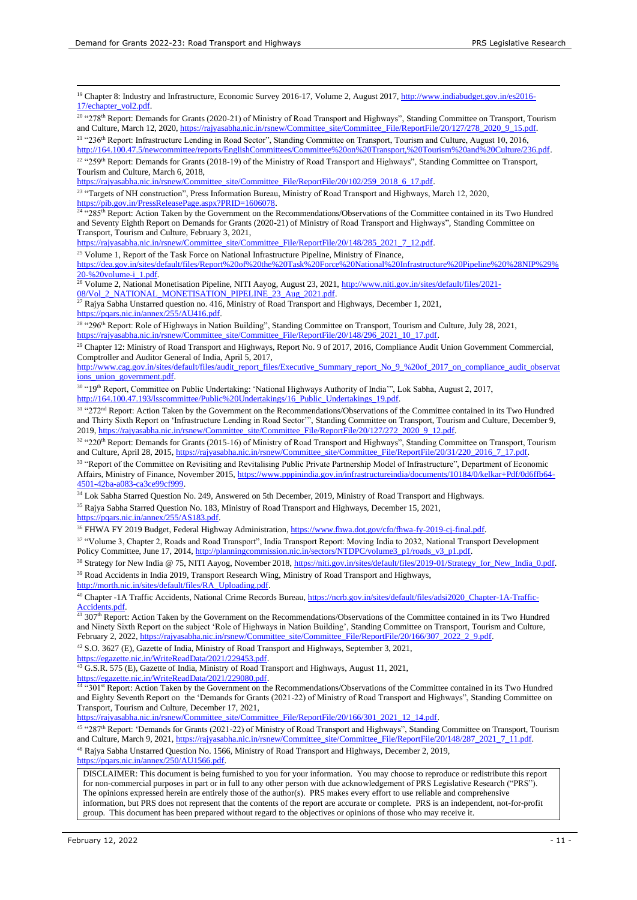[19] Chapter 8: Industry and Infrastructure, Economic Survey 2016-17, Volume 2, August 2017, http://www.indiabudget.gov.in/es2016-17/echapter_vol2.pdf.

[20] "278th Report: Demands for Grants (2020-21) of Ministry of Road Transport and Highways", Standing Committee on Transport, Tourism and Culture, March 12, 2020, https://rajyasabha.nic.in/rsnew/Committee_site/Committee_File/ReportFile/20/127/278_2020_9_15.pdf.

[21] "236th Report: Infrastructure Lending in Road Sector", Standing Committee on Transport, Tourism and Culture, August 10, 2016, http://164.100.47.5/newcommittee/reports/EnglishCommittees/Committee%20on%20Transport,%20Tourism%20and%20Culture/236.pdf.

[22] "259th Report: Demands for Grants (2018-19) of the Ministry of Road Transport and Highways", Standing Committee on Transport, Tourism and Culture, March 6, 2018, https://rajyasabha.nic.in/rsnew/Committee_site/Committee_File/ReportFile/20/102/259_2018_6_17.pdf.

[23] "Targets of NH construction", Press Information Bureau, Ministry of Road Transport and Highways, March 12, 2020, https://pib.gov.in/PressReleasePage.aspx?PRID=1606078.

[24] "285th Report: Action Taken by the Government on the Recommendations/Observations of the Committee contained in its Two Hundred and Seventy Eighth Report on Demands for Grants (2020-21) of Ministry of Road Transport and Highways", Standing Committee on Transport, Tourism and Culture, February 3, 2021, https://rajyasabha.nic.in/rsnew/Committee_site/Committee_File/ReportFile/20/148/285_2021_7_12.pdf.

[25] Volume 1, Report of the Task Force on National Infrastructure Pipeline, Ministry of Finance, https://dea.gov.in/sites/default/files/Report%20of%20the%20Task%20Force%20National%20Infrastructure%20Pipeline%20%28NIP%29%20-%20volume-i_1.pdf.

[26] Volume 2, National Monetisation Pipeline, NITI Aayog, August 23, 2021, http://www.niti.gov.in/sites/default/files/2021-08/Vol_2_NATIONAL_MONETISATION_PIPELINE_23_Aug_2021.pdf.

[27] Rajya Sabha Unstarred question no. 416, Ministry of Road Transport and Highways, December 1, 2021, https://pqars.nic.in/annex/255/AU416.pdf.

[28] "296th Report: Role of Highways in Nation Building", Standing Committee on Transport, Tourism and Culture, July 28, 2021, https://rajyasabha.nic.in/rsnew/Committee_site/Committee_File/ReportFile/20/148/296_2021_10_17.pdf.

[29] Chapter 12: Ministry of Road Transport and Highways, Report No. 9 of 2017, 2016, Compliance Audit Union Government Commercial, Comptroller and Auditor General of India, April 5, 2017, http://www.cag.gov.in/sites/default/files/audit_report_files/Executive_Summary_report_No_9_%20of_2017_on_compliance_audit_observations_union_government.pdf.

[30] "19th Report, Committee on Public Undertaking: 'National Highways Authority of India'", Lok Sabha, August 2, 2017, http://164.100.47.193/lsscommittee/Public%20Undertakings/16_Public_Undertakings_19.pdf.

[31] "272nd Report: Action Taken by the Government on the Recommendations/Observations of the Committee contained in its Two Hundred and Thirty Sixth Report on 'Infrastructure Lending in Road Sector'", Standing Committee on Transport, Tourism and Culture, December 9, 2019, https://rajyasabha.nic.in/rsnew/Committee_site/Committee_File/ReportFile/20/127/272_2020_9_12.pdf.

[32] "220th Report: Demands for Grants (2015-16) of Ministry of Road Transport and Highways", Standing Committee on Transport, Tourism and Culture, April 28, 2015, https://rajyasabha.nic.in/rsnew/Committee_site/Committee_File/ReportFile/20/31/220_2016_7_17.pdf.

[33] "Report of the Committee on Revisiting and Revitalising Public Private Partnership Model of Infrastructure", Department of Economic Affairs, Ministry of Finance, November 2015, https://www.pppinindia.gov.in/infrastructureindia/documents/10184/0/kelkar+Pdf/0d6ffb64-4501-42ba-a083-ca3ce99cf999.

[34] Lok Sabha Starred Question No. 249, Answered on 5th December, 2019, Ministry of Road Transport and Highways.

[35] Rajya Sabha Starred Question No. 183, Ministry of Road Transport and Highways, December 15, 2021, https://pqars.nic.in/annex/255/AS183.pdf.

[36] FHWA FY 2019 Budget, Federal Highway Administration, https://www.fhwa.dot.gov/cfo/fhwa-fy-2019-cj-final.pdf.

[37] "Volume 3, Chapter 2, Roads and Road Transport", India Transport Report: Moving India to 2032, National Transport Development Policy Committee, June 17, 2014, http://planningcommission.nic.in/sectors/NTDPC/volume3_p1/roads_v3_p1.pdf.

[38] Strategy for New India @ 75, NITI Aayog, November 2018, https://niti.gov.in/sites/default/files/2019-01/Strategy_for_New_India_0.pdf.

[39] Road Accidents in India 2019, Transport Research Wing, Ministry of Road Transport and Highways, http://morth.nic.in/sites/default/files/RA_Uploading.pdf.

[40] Chapter -1A Traffic Accidents, National Crime Records Bureau, https://ncrb.gov.in/sites/default/files/adsi2020_Chapter-1A-Traffic-Accidents.pdf.

[41] 307th Report: Action Taken by the Government on the Recommendations/Observations of the Committee contained in its Two Hundred and Ninety Sixth Report on the subject 'Role of Highways in Nation Building', Standing Committee on Transport, Tourism and Culture, February 2, 2022, https://rajyasabha.nic.in/rsnew/Committee_site/Committee_File/ReportFile/20/166/307_2022_2_9.pdf.

[42] S.O. 3627 (E), Gazette of India, Ministry of Road Transport and Highways, September 3, 2021, https://egazette.nic.in/WriteReadData/2021/229453.pdf.

[43] G.S.R. 575 (E), Gazette of India, Ministry of Road Transport and Highways, August 11, 2021, https://egazette.nic.in/WriteReadData/2021/229080.pdf.

[44] "301st Report: Action Taken by the Government on the Recommendations/Observations of the Committee contained in its Two Hundred and Eighty Seventh Report on the 'Demands for Grants (2021-22) of Ministry of Road Transport and Highways", Standing Committee on Transport, Tourism and Culture, December 17, 2021, https://rajyasabha.nic.in/rsnew/Committee_site/Committee_File/ReportFile/20/166/301_2021_12_14.pdf.

[45] "287th Report: 'Demands for Grants (2021-22) of Ministry of Road Transport and Highways", Standing Committee on Transport, Tourism and Culture, March 9, 2021, https://rajyasabha.nic.in/rsnew/Committee_site/Committee_File/ReportFile/20/148/287_2021_7_11.pdf.

[46] Rajya Sabha Unstarred Question No. 1566, Ministry of Road Transport and Highways, December 2, 2019, https://pqars.nic.in/annex/250/AU1566.pdf.

DISCLAIMER: This document is being furnished to you for your information. You may choose to reproduce or redistribute this report for non-commercial purposes in part or in full to any other person with due acknowledgement of PRS Legislative Research ("PRS"). The opinions expressed herein are entirely those of the author(s). PRS makes every effort to use reliable and comprehensive information, but PRS does not represent that the contents of the report are accurate or complete. PRS is an independent, not-for-profit group. This document has been prepared without regard to the objectives or opinions of those who may receive it.